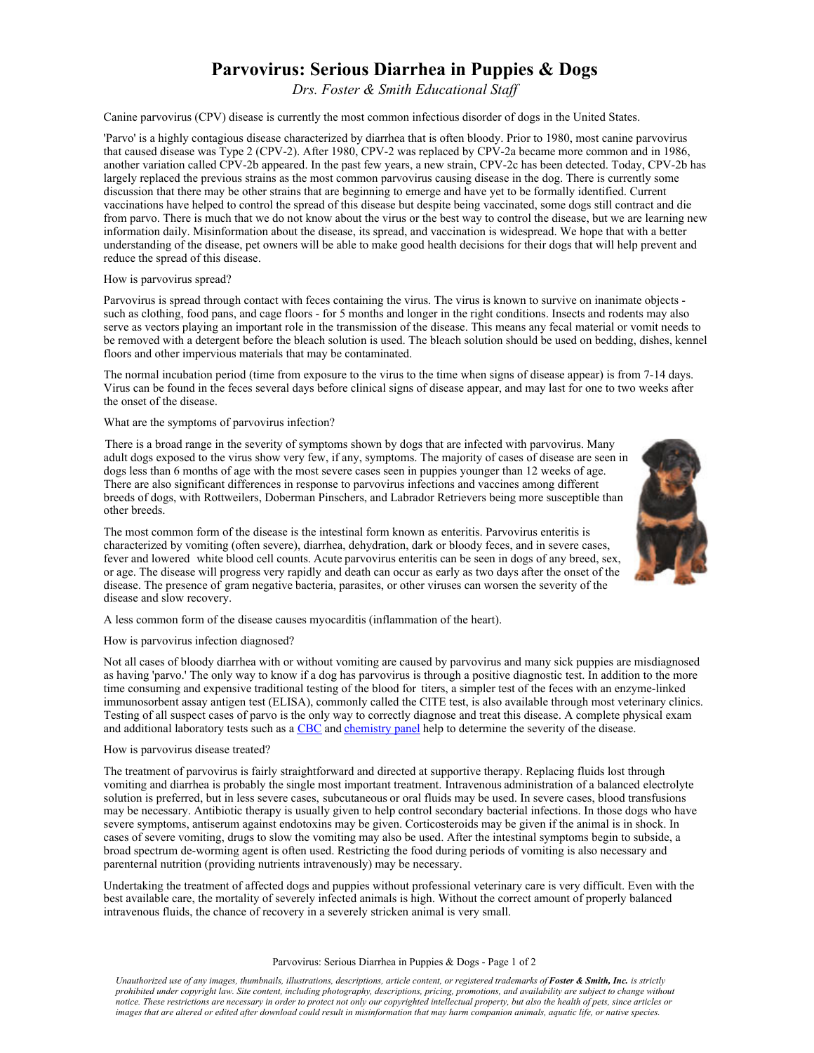# Parvovirus: Serious Diarrhea in Puppies & Dogs

*Drs. Foster & Smith Educational Staff*

Canine parvovirus (CPV) disease is currently the most common infectious disorder of dogs in the United States.

'Parvo' is a highly contagious disease characterized by diarrhea that is often bloody. Prior to 1980, most canine parvovirus that caused disease was Type 2 (CPV-2). After 1980, CPV-2 was replaced by CPV-2a became more common and in 1986, another variation called CPV-2b appeared. In the past few years, a new strain, CPV-2c has been detected. Today, CPV-2b has largely replaced the previous strains as the most common parvovirus causing disease in the dog. There is currently some discussion that there may be other strains that are beginning to emerge and have yet to be formally identified. Current vaccinations have helped to control the spread of this disease but despite being vaccinated, some dogs still contract and die from parvo. There is much that we do not know about the virus or the best way to control the disease, but we are learning new information daily. Misinformation about the disease, its spread, and vaccination is widespread. We hope that with a better understanding of the disease, pet owners will be able to make good health decisions for their dogs that will help prevent and reduce the spread of this disease.

## How is parvovirus spread?

Parvovirus is spread through contact with feces containing the virus. The virus is known to survive on inanimate objects - such as clothing, food pans, and cage floors - for 5 months and longer in the right conditions. Insects and rodents may also serve as vectors playing an important role in the transmission of the disease. This means any fecal material or vomit needs to be removed with a detergent before the bleach solution is used. The bleach solution should be used on bedding, dishes, kennel floors and other impervious materials that may be contaminated.

The normal incubation period (time from exposure to the virus to the time when signs of disease appear) is from 7-14 days. Virus can be found in the feces several days before clinical signs of disease appear, and may last for one to two weeks after the onset of the disease.

## What are the symptoms of parvovirus infection?

There is a broad range in the severity of symptoms shown by dogs that are infected with parvovirus. Many adult dogs exposed to the virus show very few, if any, symptoms. The majority of cases of disease are seen in dogs less than 6 months of age with the most severe cases seen in puppies younger than 12 weeks of age. There are also significant differences in response to parvovirus infections and vaccines among different breeds of dogs, with Rottweilers, Doberman Pinschers, and Labrador Retrievers being more susceptible than other breeds.

The most common form of the disease is the intestinal form known as enteritis. Parvovirus enteritis is characterized by vomiting (often severe), diarrhea, dehydration, dark or bloody feces, and in severe cases, fever and lowered white blood cell counts. Acute parvovirus enteritis can be seen in dogs of any breed, sex, or age. The disease will progress very rapidly and death can occur as early as two days after the onset of the disease. The presence of gram negative bacteria, parasites, or other viruses can worsen the severity of the disease and slow recovery.

A less common form of the disease causes myocarditis (inflammation of the heart).

## How is parvovirus infection diagnosed?

Not all cases of bloody diarrhea with or without vomiting are caused by parvovirus and many sick puppies are misdiagnosed as having 'parvo.' The only way to know if a dog has parvovirus is through a positive diagnostic test. In addition to the more time consuming and expensive traditional testing of the blood for titers, a simpler test of the feces with an enzyme-linked immunosorbent assay antigen test (ELISA), commonly called the CITE test, is also available through most veterinary clinics. Testing of all suspect cases of parvo is the only way to correctly diagnose and treat this disease. A complete physical exam and additional laboratory tests such as a CBC and chemistry panel help to determine the severity of the disease.

## How is parvovirus disease treated?

The treatment of parvovirus is fairly straightforward and directed at supportive therapy. Replacing fluids lost through vomiting and diarrhea is probably the single most important treatment. Intravenous administration of a balanced electrolyte solution is preferred, but in less severe cases, subcutaneous or oral fluids may be used. In severe cases, blood transfusions may be necessary. Antibiotic therapy is usually given to help control secondary bacterial infections. In those dogs who have severe symptoms, antiserum against endotoxins may be given. Corticosteroids may be given if the animal is in shock. In cases of severe vomiting, drugs to slow the vomiting may also be used. After the intestinal symptoms begin to subside, a broad spectrum de-worming agent is often used. Restricting the food during periods of vomiting is also necessary and parenteral nutrition (providing nutrients intravenously) may be necessary.

Undertaking the treatment of affected dogs and puppies without professional veterinary care is very difficult. Even with the best available care, the mortality of severely infected animals is high. Without the correct amount of properly balanced intravenous fluids, the chance of recovery in a severely stricken animal is very small.

*Unauthorized use of any images, thumbnails, illustrations, descriptions, article content, or registered trademarks of **Foster & Smith, Inc.** is strictly prohibited under copyright law. Site content, including photography, descriptions, pricing, promotions, and availability are subject to change without notice. These restrictions are necessary in order to protect not only our copyrighted intellectual property, but also the health of pets, since articles or images that are altered or edited after download could result in misinformation that may harm companion animals, aquatic life, or native species.*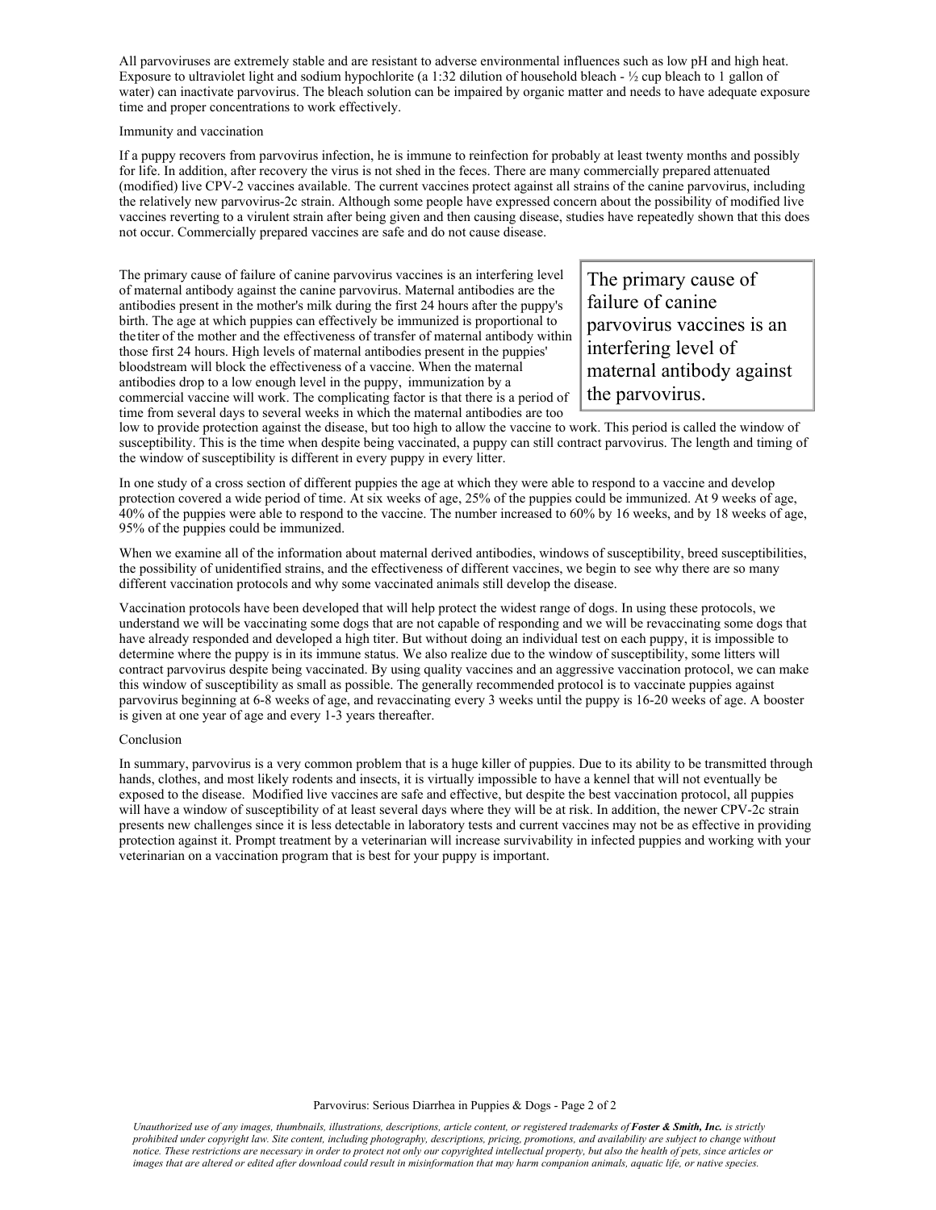All parvoviruses are extremely stable and are resistant to adverse environmental influences such as low pH and high heat. Exposure to ultraviolet light and sodium hypochlorite (a 1:32 dilution of household bleach - ½ cup bleach to 1 gallon of water) can inactivate parvovirus. The bleach solution can be impaired by organic matter and needs to have adequate exposure time and proper concentrations to work effectively.

## Immunity and vaccination

If a puppy recovers from parvovirus infection, he is immune to reinfection for probably at least twenty months and possibly for life. In addition, after recovery the virus is not shed in the feces. There are many commercially prepared attenuated (modified) live CPV-2 vaccines available. The current vaccines protect against all strains of the canine parvovirus, including the relatively new parvovirus-2c strain. Although some people have expressed concern about the possibility of modified live vaccines reverting to a virulent strain after being given and then causing disease, studies have repeatedly shown that this does not occur. Commercially prepared vaccines are safe and do not cause disease.

The primary cause of failure of canine parvovirus vaccines is an interfering level of maternal antibody against the canine parvovirus. Maternal antibodies are the antibodies present in the mother's milk during the first 24 hours after the puppy's birth. The age at which puppies can effectively be immunized is proportional to the titer of the mother and the effectiveness of transfer of maternal antibody within those first 24 hours. High levels of maternal antibodies present in the puppies' bloodstream will block the effectiveness of a vaccine. When the maternal antibodies drop to a low enough level in the puppy, immunization by a commercial vaccine will work. The complicating factor is that there is a period of time from several days to several weeks in which the maternal antibodies are too low to provide protection against the disease, but too high to allow the vaccine to work. This period is called the window of susceptibility. This is the time when despite being vaccinated, a puppy can still contract parvovirus. The length and timing of the window of susceptibility is different in every puppy in every litter.

> The primary cause of failure of canine parvovirus vaccines is an interfering level of maternal antibody against the parvovirus.

In one study of a cross section of different puppies the age at which they were able to respond to a vaccine and develop protection covered a wide period of time. At six weeks of age, 25% of the puppies could be immunized. At 9 weeks of age, 40% of the puppies were able to respond to the vaccine. The number increased to 60% by 16 weeks, and by 18 weeks of age, 95% of the puppies could be immunized.

When we examine all of the information about maternal derived antibodies, windows of susceptibility, breed susceptibilities, the possibility of unidentified strains, and the effectiveness of different vaccines, we begin to see why there are so many different vaccination protocols and why some vaccinated animals still develop the disease.

Vaccination protocols have been developed that will help protect the widest range of dogs. In using these protocols, we understand we will be vaccinating some dogs that are not capable of responding and we will be revaccinating some dogs that have already responded and developed a high titer. But without doing an individual test on each puppy, it is impossible to determine where the puppy is in its immune status. We also realize due to the window of susceptibility, some litters will contract parvovirus despite being vaccinated. By using quality vaccines and an aggressive vaccination protocol, we can make this window of susceptibility as small as possible. The generally recommended protocol is to vaccinate puppies against parvovirus beginning at 6-8 weeks of age, and revaccinating every 3 weeks until the puppy is 16-20 weeks of age. A booster is given at one year of age and every 1-3 years thereafter.

## Conclusion

In summary, parvovirus is a very common problem that is a huge killer of puppies. Due to its ability to be transmitted through hands, clothes, and most likely rodents and insects, it is virtually impossible to have a kennel that will not eventually be exposed to the disease. Modified live vaccines are safe and effective, but despite the best vaccination protocol, all puppies will have a window of susceptibility of at least several days where they will be at risk. In addition, the newer CPV-2c strain presents new challenges since it is less detectable in laboratory tests and current vaccines may not be as effective in providing protection against it. Prompt treatment by a veterinarian will increase survivability in infected puppies and working with your veterinarian on a vaccination program that is best for your puppy is important.

*Unauthorized use of any images, thumbnails, illustrations, descriptions, article content, or registered trademarks of **Foster & Smith, Inc.** is strictly prohibited under copyright law. Site content, including photography, descriptions, pricing, promotions, and availability are subject to change without notice. These restrictions are necessary in order to protect not only our copyrighted intellectual property, but also the health of pets, since articles or images that are altered or edited after download could result in misinformation that may harm companion animals, aquatic life, or native species.*